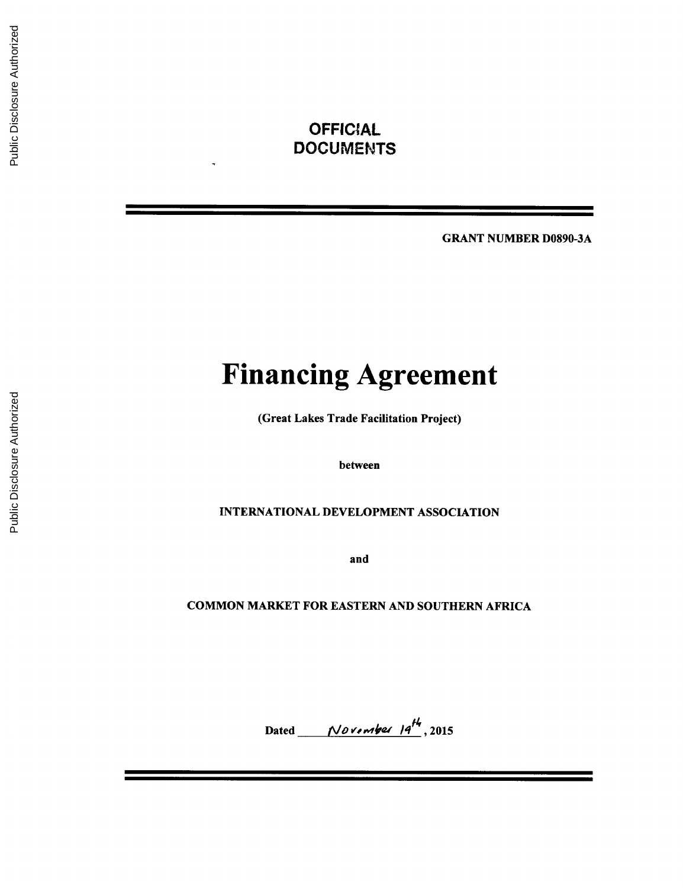OFFICIAL DOCUMENTS

**GRANT NUMBER D0890-3A**

# Financing Agreement

**(Great Lakes Trade Facilitation Project)**

**between**

**INTERNATIONAL DEVELOPMENT ASSOCIATION**

**and**

**COMMON MARKET FOR EASTERN AND SOUTHERN AFRICA**

**Dated** November 19th**, 2015**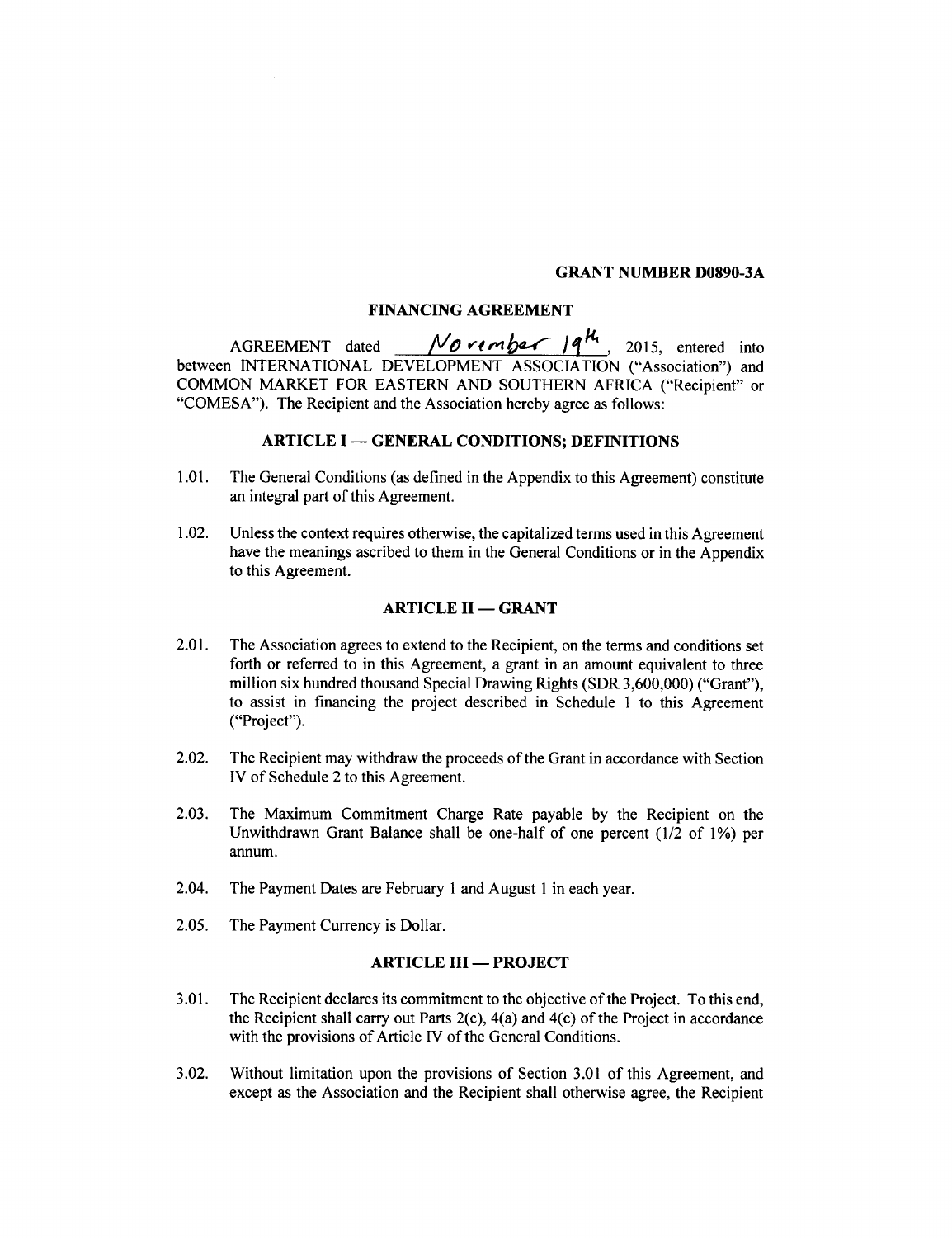**GRANT NUMBER D0890-3A**

## FINANCING AGREEMENT

AGREEMENT dated November 19th, 2015, entered into between INTERNATIONAL DEVELOPMENT ASSOCIATION ("Association") and COMMON MARKET FOR EASTERN AND SOUTHERN AFRICA ("Recipient" or "COMESA"). The Recipient and the Association hereby agree as follows:

### ARTICLE I — GENERAL CONDITIONS; DEFINITIONS

1.01. The General Conditions (as defined in the Appendix to this Agreement) constitute an integral part of this Agreement.

1.02. Unless the context requires otherwise, the capitalized terms used in this Agreement have the meanings ascribed to them in the General Conditions or in the Appendix to this Agreement.

### ARTICLE II — GRANT

2.01. The Association agrees to extend to the Recipient, on the terms and conditions set forth or referred to in this Agreement, a grant in an amount equivalent to three million six hundred thousand Special Drawing Rights (SDR 3,600,000) ("Grant"), to assist in financing the project described in Schedule 1 to this Agreement ("Project").

2.02. The Recipient may withdraw the proceeds of the Grant in accordance with Section IV of Schedule 2 to this Agreement.

2.03. The Maximum Commitment Charge Rate payable by the Recipient on the Unwithdrawn Grant Balance shall be one-half of one percent (1/2 of 1%) per annum.

2.04. The Payment Dates are February 1 and August 1 in each year.

2.05. The Payment Currency is Dollar.

### ARTICLE III — PROJECT

3.01. The Recipient declares its commitment to the objective of the Project. To this end, the Recipient shall carry out Parts 2(c), 4(a) and 4(c) of the Project in accordance with the provisions of Article IV of the General Conditions.

3.02. Without limitation upon the provisions of Section 3.01 of this Agreement, and except as the Association and the Recipient shall otherwise agree, the Recipient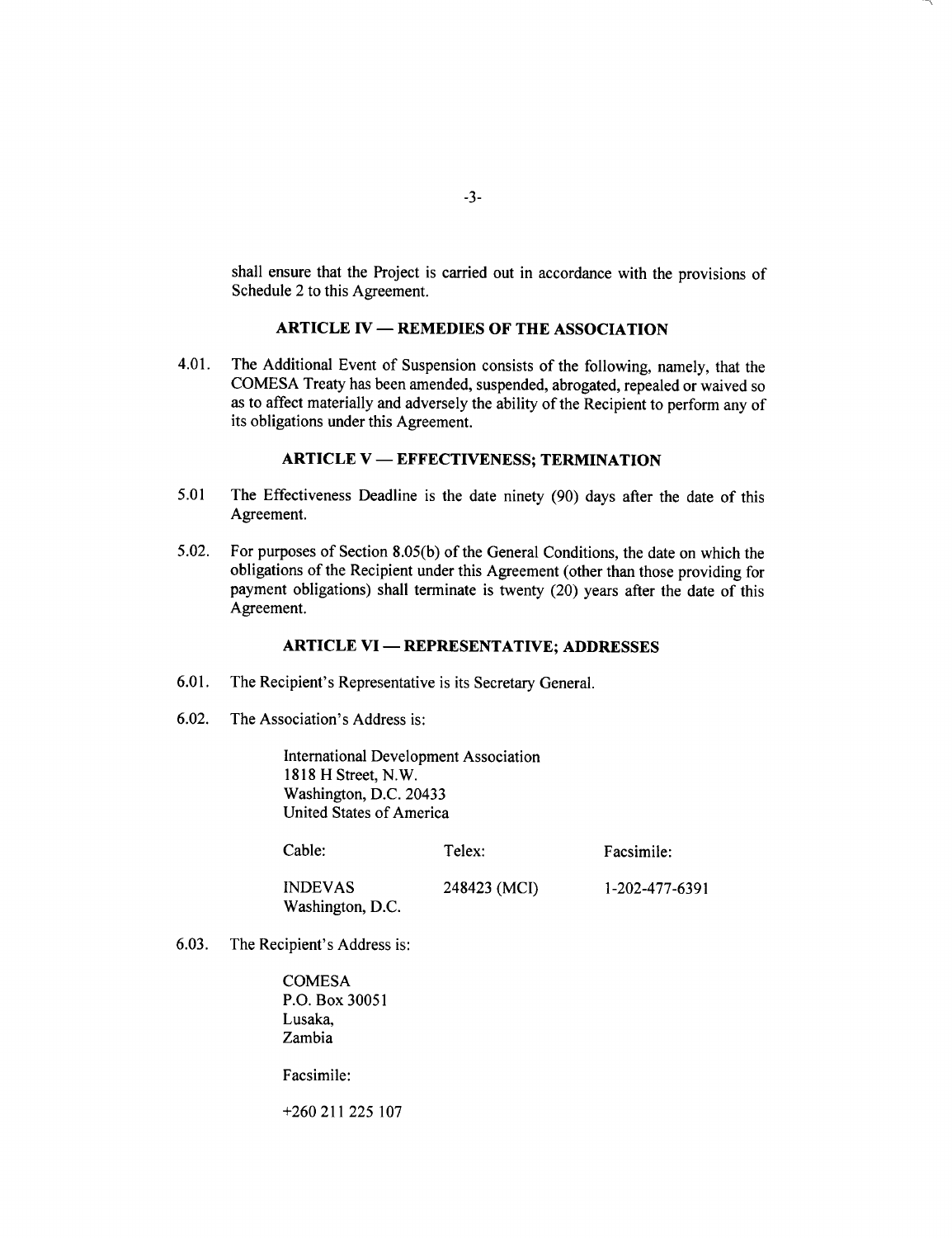shall ensure that the Project is carried out in accordance with the provisions of Schedule 2 to this Agreement.

## ARTICLE IV — REMEDIES OF THE ASSOCIATION

4.01. The Additional Event of Suspension consists of the following, namely, that the COMESA Treaty has been amended, suspended, abrogated, repealed or waived so as to affect materially and adversely the ability of the Recipient to perform any of its obligations under this Agreement.

## ARTICLE V — EFFECTIVENESS; TERMINATION

5.01 The Effectiveness Deadline is the date ninety (90) days after the date of this Agreement.

5.02. For purposes of Section 8.05(b) of the General Conditions, the date on which the obligations of the Recipient under this Agreement (other than those providing for payment obligations) shall terminate is twenty (20) years after the date of this Agreement.

## ARTICLE VI — REPRESENTATIVE; ADDRESSES

6.01. The Recipient's Representative is its Secretary General.

6.02. The Association's Address is:

International Development Association
1818 H Street, N.W.
Washington, D.C. 20433
United States of America

| Cable: | Telex: | Facsimile: |
|---|---|---|
| INDEVAS Washington, D.C. | 248423 (MCI) | 1-202-477-6391 |

6.03. The Recipient's Address is:

COMESA
P.O. Box 30051
Lusaka,
Zambia

Facsimile:

+260 211 225 107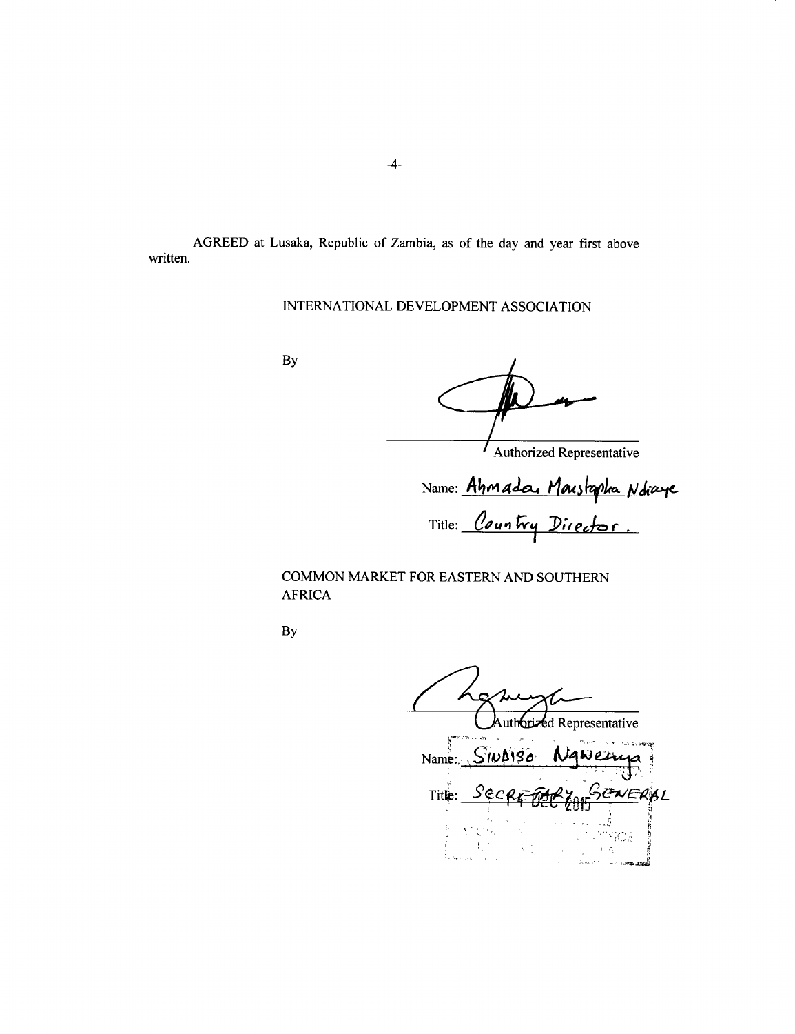AGREED at Lusaka, Republic of Zambia, as of the day and year first above written.

INTERNATIONAL DEVELOPMENT ASSOCIATION

By

Authorized Representative

Name: Ahmadou Moustapha Ndiaye

Title: Country Director.

COMMON MARKET FOR EASTERN AND SOUTHERN AFRICA

By

Authorized Representative

Name: Sindiso Ngwenya

Title: Secretary General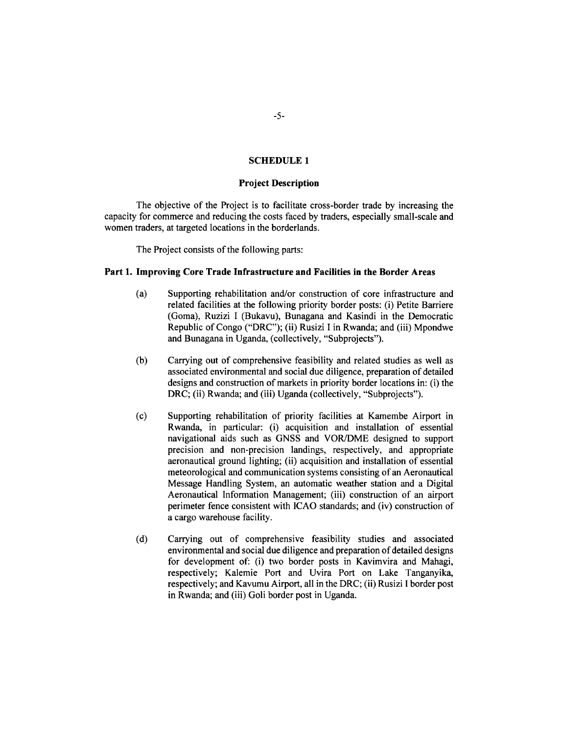## SCHEDULE 1

### Project Description

The objective of the Project is to facilitate cross-border trade by increasing the capacity for commerce and reducing the costs faced by traders, especially small-scale and women traders, at targeted locations in the borderlands.

The Project consists of the following parts:

### Part 1. Improving Core Trade Infrastructure and Facilities in the Border Areas

(a) Supporting rehabilitation and/or construction of core infrastructure and related facilities at the following priority border posts: (i) Petite Barriere (Goma), Ruzizi I (Bukavu), Bunagana and Kasindi in the Democratic Republic of Congo ("DRC"); (ii) Rusizi I in Rwanda; and (iii) Mpondwe and Bunagana in Uganda, (collectively, "Subprojects").

(b) Carrying out of comprehensive feasibility and related studies as well as associated environmental and social due diligence, preparation of detailed designs and construction of markets in priority border locations in: (i) the DRC; (ii) Rwanda; and (iii) Uganda (collectively, "Subprojects").

(c) Supporting rehabilitation of priority facilities at Kamembe Airport in Rwanda, in particular: (i) acquisition and installation of essential navigational aids such as GNSS and VOR/DME designed to support precision and non-precision landings, respectively, and appropriate aeronautical ground lighting; (ii) acquisition and installation of essential meteorological and communication systems consisting of an Aeronautical Message Handling System, an automatic weather station and a Digital Aeronautical Information Management; (iii) construction of an airport perimeter fence consistent with ICAO standards; and (iv) construction of a cargo warehouse facility.

(d) Carrying out of comprehensive feasibility studies and associated environmental and social due diligence and preparation of detailed designs for development of: (i) two border posts in Kavimvira and Mahagi, respectively; Kalemie Port and Uvira Port on Lake Tanganyika, respectively; and Kavumu Airport, all in the DRC; (ii) Rusizi I border post in Rwanda; and (iii) Goli border post in Uganda.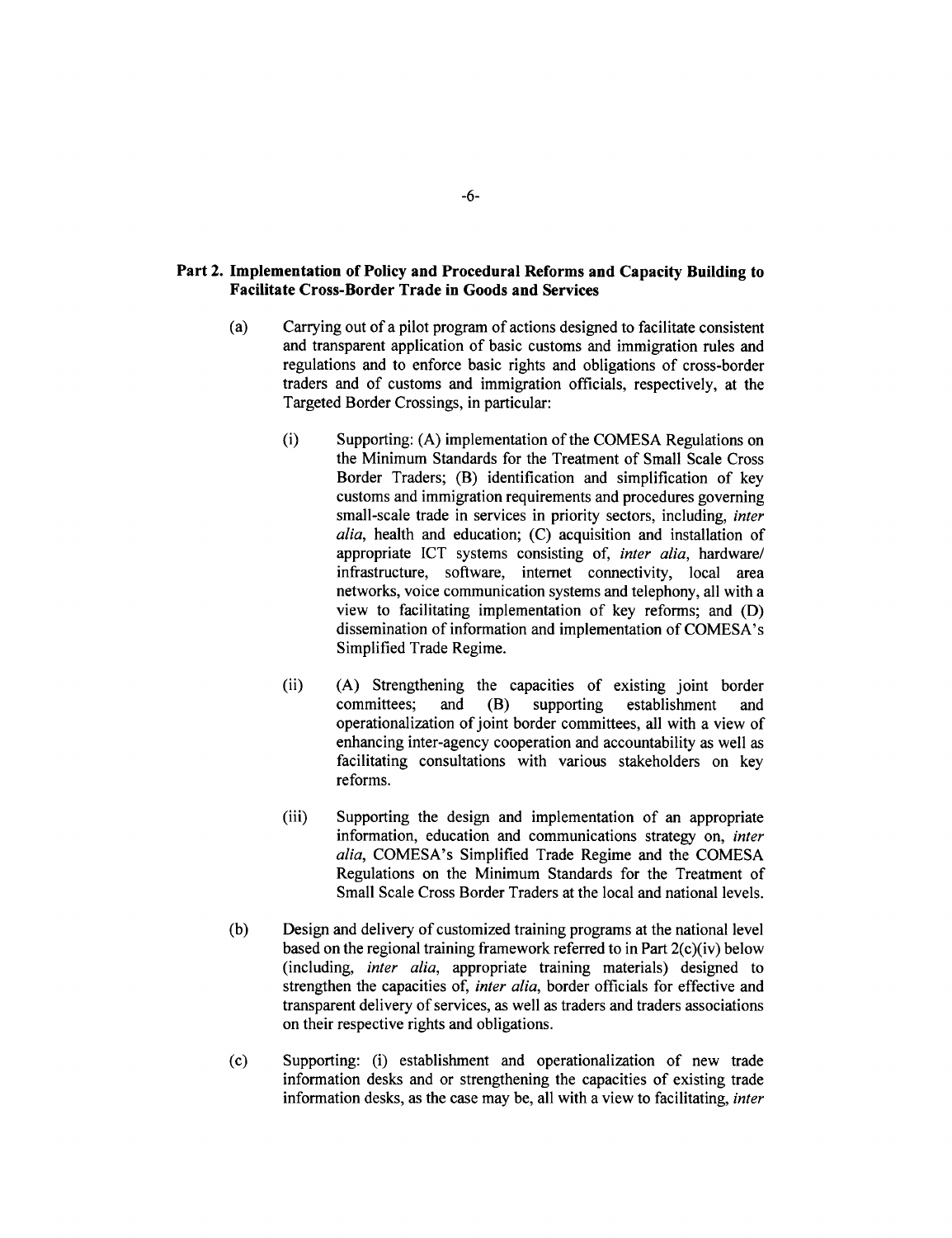**Part 2. Implementation of Policy and Procedural Reforms and Capacity Building to Facilitate Cross-Border Trade in Goods and Services**

(a) Carrying out of a pilot program of actions designed to facilitate consistent and transparent application of basic customs and immigration rules and regulations and to enforce basic rights and obligations of cross-border traders and of customs and immigration officials, respectively, at the Targeted Border Crossings, in particular:

(i) Supporting: (A) implementation of the COMESA Regulations on the Minimum Standards for the Treatment of Small Scale Cross Border Traders; (B) identification and simplification of key customs and immigration requirements and procedures governing small-scale trade in services in priority sectors, including, *inter alia*, health and education; (C) acquisition and installation of appropriate ICT systems consisting of, *inter alia*, hardware/ infrastructure, software, internet connectivity, local area networks, voice communication systems and telephony, all with a view to facilitating implementation of key reforms; and (D) dissemination of information and implementation of COMESA's Simplified Trade Regime.

(ii) (A) Strengthening the capacities of existing joint border committees; and (B) supporting establishment and operationalization of joint border committees, all with a view of enhancing inter-agency cooperation and accountability as well as facilitating consultations with various stakeholders on key reforms.

(iii) Supporting the design and implementation of an appropriate information, education and communications strategy on, *inter alia*, COMESA's Simplified Trade Regime and the COMESA Regulations on the Minimum Standards for the Treatment of Small Scale Cross Border Traders at the local and national levels.

(b) Design and delivery of customized training programs at the national level based on the regional training framework referred to in Part 2(c)(iv) below (including, *inter alia*, appropriate training materials) designed to strengthen the capacities of, *inter alia*, border officials for effective and transparent delivery of services, as well as traders and traders associations on their respective rights and obligations.

(c) Supporting: (i) establishment and operationalization of new trade information desks and or strengthening the capacities of existing trade information desks, as the case may be, all with a view to facilitating, *inter*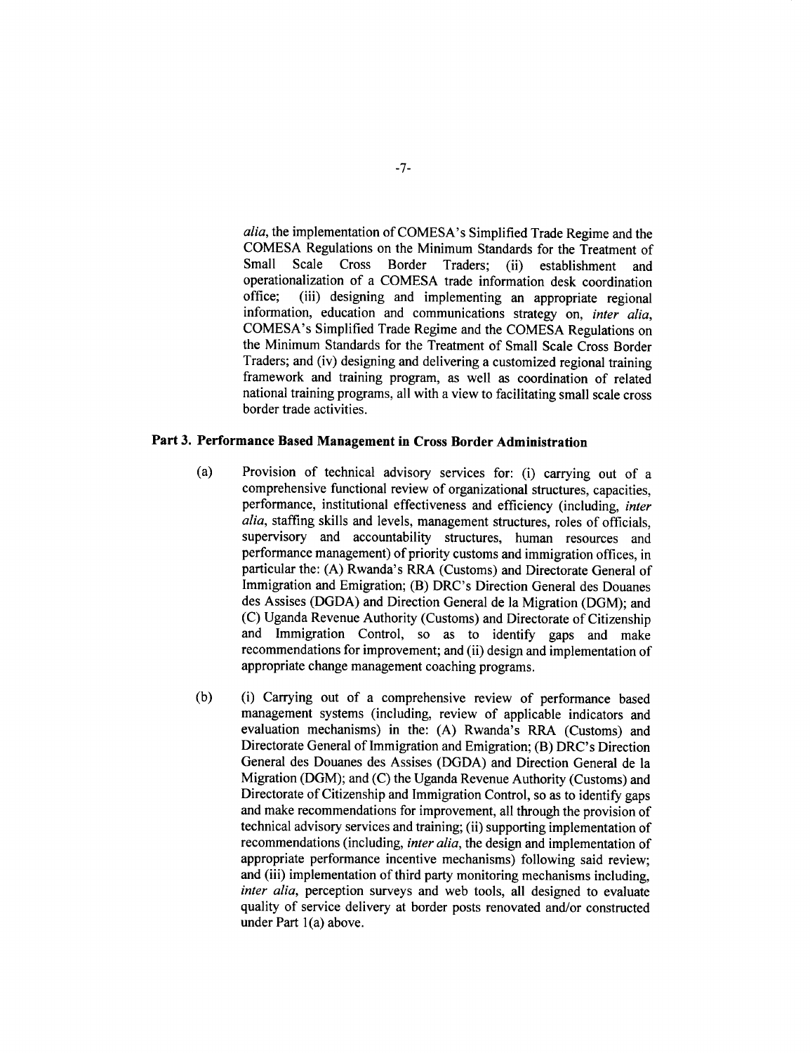*alia*, the implementation of COMESA's Simplified Trade Regime and the COMESA Regulations on the Minimum Standards for the Treatment of Small Scale Cross Border Traders; (ii) establishment and operationalization of a COMESA trade information desk coordination office; (iii) designing and implementing an appropriate regional information, education and communications strategy on, *inter alia*, COMESA's Simplified Trade Regime and the COMESA Regulations on the Minimum Standards for the Treatment of Small Scale Cross Border Traders; and (iv) designing and delivering a customized regional training framework and training program, as well as coordination of related national training programs, all with a view to facilitating small scale cross border trade activities.

**Part 3. Performance Based Management in Cross Border Administration**

(a) Provision of technical advisory services for: (i) carrying out of a comprehensive functional review of organizational structures, capacities, performance, institutional effectiveness and efficiency (including, *inter alia*, staffing skills and levels, management structures, roles of officials, supervisory and accountability structures, human resources and performance management) of priority customs and immigration offices, in particular the: (A) Rwanda's RRA (Customs) and Directorate General of Immigration and Emigration; (B) DRC's Direction General des Douanes des Assises (DGDA) and Direction General de la Migration (DGM); and (C) Uganda Revenue Authority (Customs) and Directorate of Citizenship and Immigration Control, so as to identify gaps and make recommendations for improvement; and (ii) design and implementation of appropriate change management coaching programs.

(b) (i) Carrying out of a comprehensive review of performance based management systems (including, review of applicable indicators and evaluation mechanisms) in the: (A) Rwanda's RRA (Customs) and Directorate General of Immigration and Emigration; (B) DRC's Direction General des Douanes des Assises (DGDA) and Direction General de la Migration (DGM); and (C) the Uganda Revenue Authority (Customs) and Directorate of Citizenship and Immigration Control, so as to identify gaps and make recommendations for improvement, all through the provision of technical advisory services and training; (ii) supporting implementation of recommendations (including, *inter alia*, the design and implementation of appropriate performance incentive mechanisms) following said review; and (iii) implementation of third party monitoring mechanisms including, *inter alia*, perception surveys and web tools, all designed to evaluate quality of service delivery at border posts renovated and/or constructed under Part 1(a) above.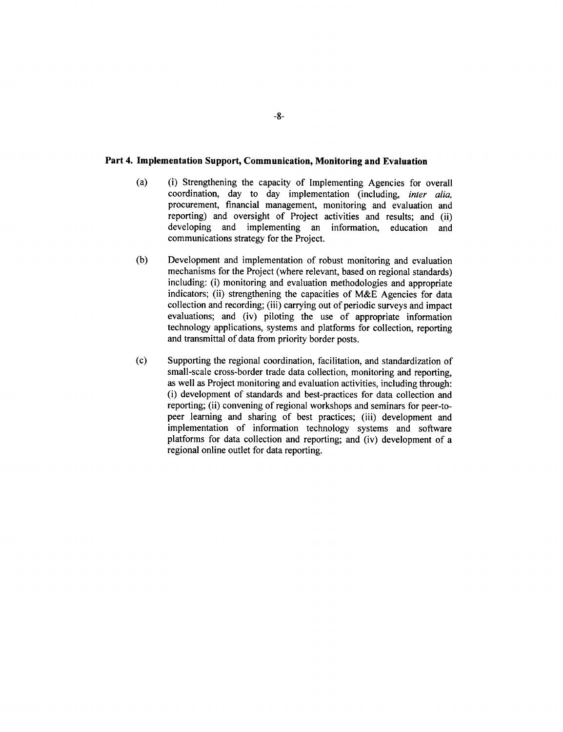**Part 4. Implementation Support, Communication, Monitoring and Evaluation**

(a) (i) Strengthening the capacity of Implementing Agencies for overall coordination, day to day implementation (including, *inter alia,* procurement, financial management, monitoring and evaluation and reporting) and oversight of Project activities and results; and (ii) developing and implementing an information, education and communications strategy for the Project.

(b) Development and implementation of robust monitoring and evaluation mechanisms for the Project (where relevant, based on regional standards) including: (i) monitoring and evaluation methodologies and appropriate indicators; (ii) strengthening the capacities of M&E Agencies for data collection and recording; (iii) carrying out of periodic surveys and impact evaluations; and (iv) piloting the use of appropriate information technology applications, systems and platforms for collection, reporting and transmittal of data from priority border posts.

(c) Supporting the regional coordination, facilitation, and standardization of small-scale cross-border trade data collection, monitoring and reporting, as well as Project monitoring and evaluation activities, including through: (i) development of standards and best-practices for data collection and reporting; (ii) convening of regional workshops and seminars for peer-to-peer learning and sharing of best practices; (iii) development and implementation of information technology systems and software platforms for data collection and reporting; and (iv) development of a regional online outlet for data reporting.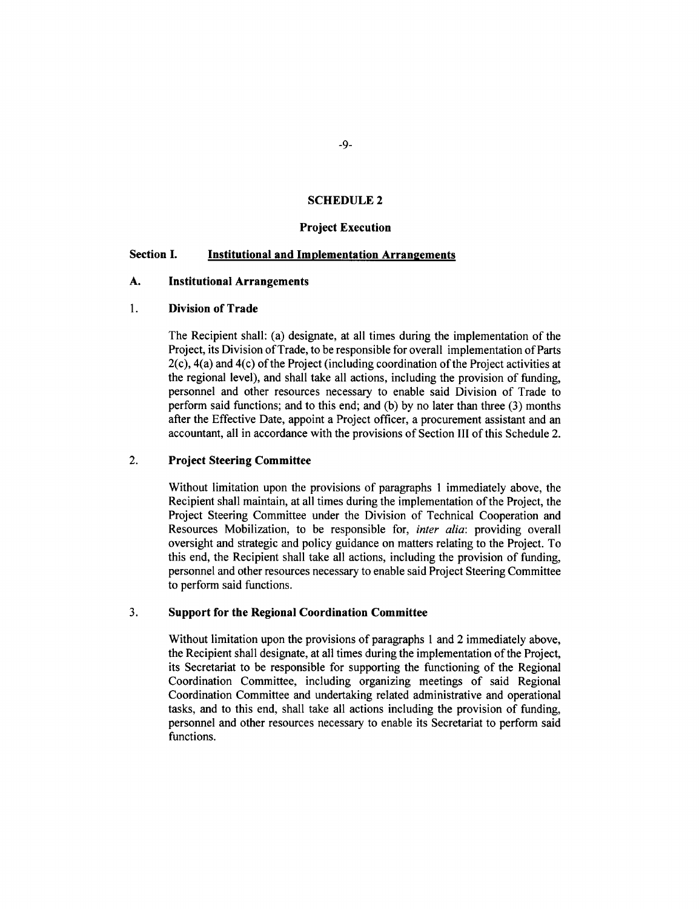# SCHEDULE 2

## Project Execution

### Section I. Institutional and Implementation Arrangements

#### A. Institutional Arrangements

**1. Division of Trade**

The Recipient shall: (a) designate, at all times during the implementation of the Project, its Division of Trade, to be responsible for overall implementation of Parts 2(c), 4(a) and 4(c) of the Project (including coordination of the Project activities at the regional level), and shall take all actions, including the provision of funding, personnel and other resources necessary to enable said Division of Trade to perform said functions; and to this end; and (b) by no later than three (3) months after the Effective Date, appoint a Project officer, a procurement assistant and an accountant, all in accordance with the provisions of Section III of this Schedule 2.

**2. Project Steering Committee**

Without limitation upon the provisions of paragraphs 1 immediately above, the Recipient shall maintain, at all times during the implementation of the Project, the Project Steering Committee under the Division of Technical Cooperation and Resources Mobilization, to be responsible for, *inter alia*: providing overall oversight and strategic and policy guidance on matters relating to the Project. To this end, the Recipient shall take all actions, including the provision of funding, personnel and other resources necessary to enable said Project Steering Committee to perform said functions.

**3. Support for the Regional Coordination Committee**

Without limitation upon the provisions of paragraphs 1 and 2 immediately above, the Recipient shall designate, at all times during the implementation of the Project, its Secretariat to be responsible for supporting the functioning of the Regional Coordination Committee, including organizing meetings of said Regional Coordination Committee and undertaking related administrative and operational tasks, and to this end, shall take all actions including the provision of funding, personnel and other resources necessary to enable its Secretariat to perform said functions.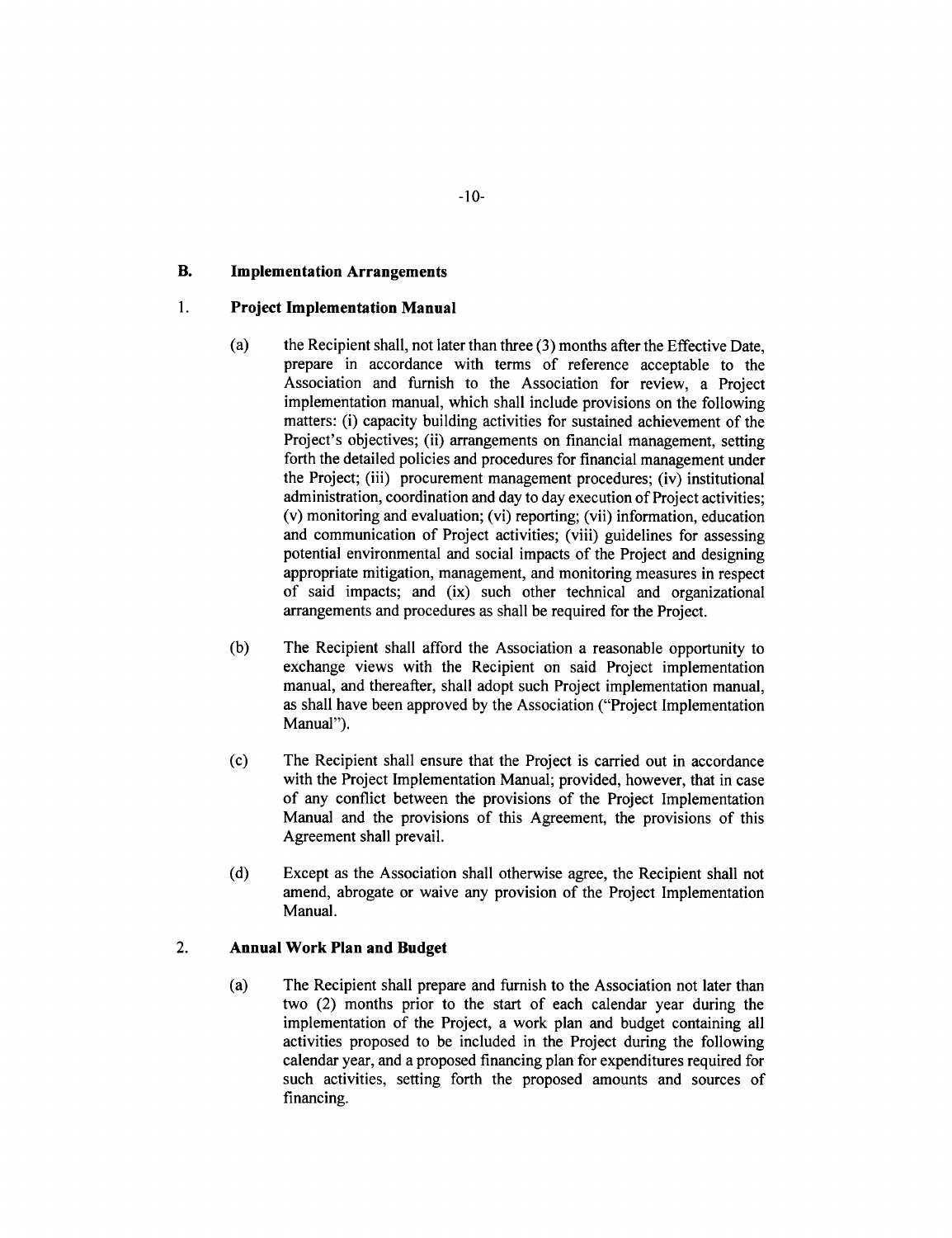## B. Implementation Arrangements

### 1. Project Implementation Manual

(a) the Recipient shall, not later than three (3) months after the Effective Date, prepare in accordance with terms of reference acceptable to the Association and furnish to the Association for review, a Project implementation manual, which shall include provisions on the following matters: (i) capacity building activities for sustained achievement of the Project's objectives; (ii) arrangements on financial management, setting forth the detailed policies and procedures for financial management under the Project; (iii) procurement management procedures; (iv) institutional administration, coordination and day to day execution of Project activities; (v) monitoring and evaluation; (vi) reporting; (vii) information, education and communication of Project activities; (viii) guidelines for assessing potential environmental and social impacts of the Project and designing appropriate mitigation, management, and monitoring measures in respect of said impacts; and (ix) such other technical and organizational arrangements and procedures as shall be required for the Project.

(b) The Recipient shall afford the Association a reasonable opportunity to exchange views with the Recipient on said Project implementation manual, and thereafter, shall adopt such Project implementation manual, as shall have been approved by the Association ("Project Implementation Manual").

(c) The Recipient shall ensure that the Project is carried out in accordance with the Project Implementation Manual; provided, however, that in case of any conflict between the provisions of the Project Implementation Manual and the provisions of this Agreement, the provisions of this Agreement shall prevail.

(d) Except as the Association shall otherwise agree, the Recipient shall not amend, abrogate or waive any provision of the Project Implementation Manual.

### 2. Annual Work Plan and Budget

(a) The Recipient shall prepare and furnish to the Association not later than two (2) months prior to the start of each calendar year during the implementation of the Project, a work plan and budget containing all activities proposed to be included in the Project during the following calendar year, and a proposed financing plan for expenditures required for such activities, setting forth the proposed amounts and sources of financing.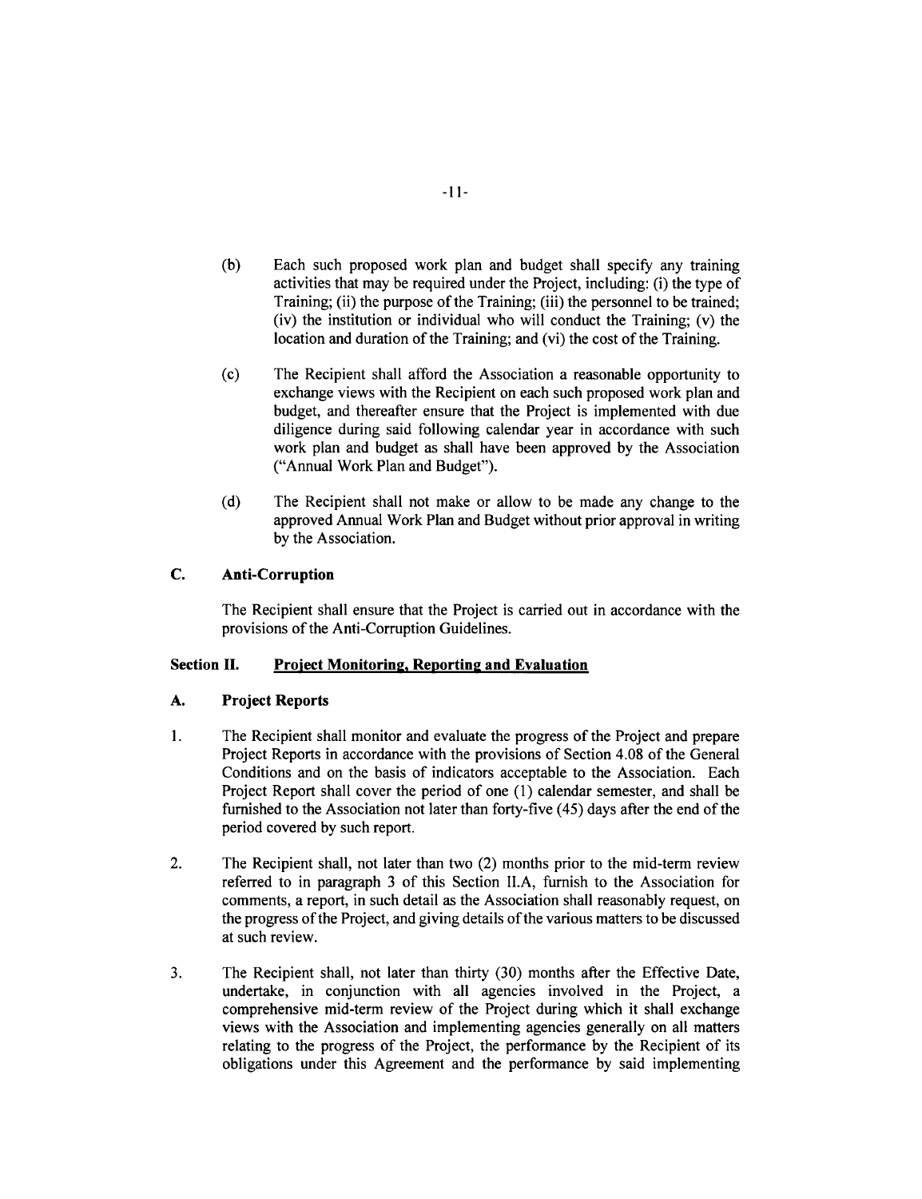(b) Each such proposed work plan and budget shall specify any training activities that may be required under the Project, including: (i) the type of Training; (ii) the purpose of the Training; (iii) the personnel to be trained; (iv) the institution or individual who will conduct the Training; (v) the location and duration of the Training; and (vi) the cost of the Training.

(c) The Recipient shall afford the Association a reasonable opportunity to exchange views with the Recipient on each such proposed work plan and budget, and thereafter ensure that the Project is implemented with due diligence during said following calendar year in accordance with such work plan and budget as shall have been approved by the Association ("Annual Work Plan and Budget").

(d) The Recipient shall not make or allow to be made any change to the approved Annual Work Plan and Budget without prior approval in writing by the Association.

### C. Anti-Corruption

The Recipient shall ensure that the Project is carried out in accordance with the provisions of the Anti-Corruption Guidelines.

## Section II. Project Monitoring, Reporting and Evaluation

### A. Project Reports

1. The Recipient shall monitor and evaluate the progress of the Project and prepare Project Reports in accordance with the provisions of Section 4.08 of the General Conditions and on the basis of indicators acceptable to the Association. Each Project Report shall cover the period of one (1) calendar semester, and shall be furnished to the Association not later than forty-five (45) days after the end of the period covered by such report.

2. The Recipient shall, not later than two (2) months prior to the mid-term review referred to in paragraph 3 of this Section II.A, furnish to the Association for comments, a report, in such detail as the Association shall reasonably request, on the progress of the Project, and giving details of the various matters to be discussed at such review.

3. The Recipient shall, not later than thirty (30) months after the Effective Date, undertake, in conjunction with all agencies involved in the Project, a comprehensive mid-term review of the Project during which it shall exchange views with the Association and implementing agencies generally on all matters relating to the progress of the Project, the performance by the Recipient of its obligations under this Agreement and the performance by said implementing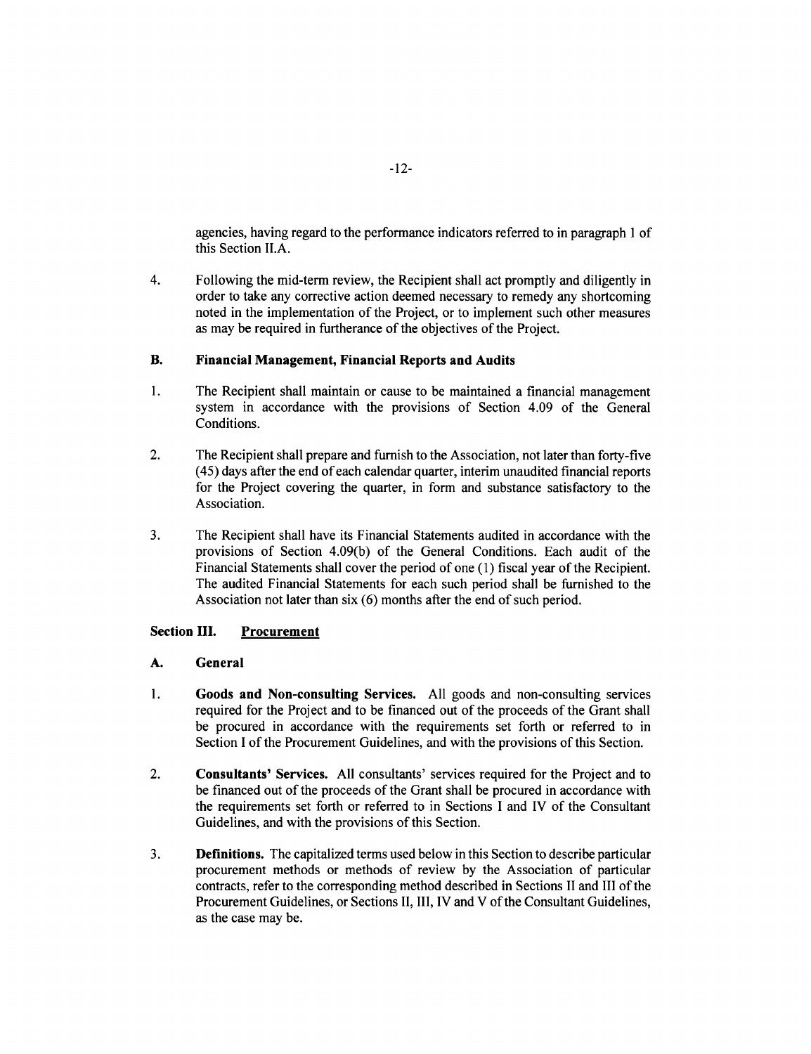agencies, having regard to the performance indicators referred to in paragraph 1 of this Section II.A.

4. Following the mid-term review, the Recipient shall act promptly and diligently in order to take any corrective action deemed necessary to remedy any shortcoming noted in the implementation of the Project, or to implement such other measures as may be required in furtherance of the objectives of the Project.

### B. Financial Management, Financial Reports and Audits

1. The Recipient shall maintain or cause to be maintained a financial management system in accordance with the provisions of Section 4.09 of the General Conditions.

2. The Recipient shall prepare and furnish to the Association, not later than forty-five (45) days after the end of each calendar quarter, interim unaudited financial reports for the Project covering the quarter, in form and substance satisfactory to the Association.

3. The Recipient shall have its Financial Statements audited in accordance with the provisions of Section 4.09(b) of the General Conditions. Each audit of the Financial Statements shall cover the period of one (1) fiscal year of the Recipient. The audited Financial Statements for each such period shall be furnished to the Association not later than six (6) months after the end of such period.

## Section III. Procurement

### A. General

1. **Goods and Non-consulting Services.** All goods and non-consulting services required for the Project and to be financed out of the proceeds of the Grant shall be procured in accordance with the requirements set forth or referred to in Section I of the Procurement Guidelines, and with the provisions of this Section.

2. **Consultants' Services.** All consultants' services required for the Project and to be financed out of the proceeds of the Grant shall be procured in accordance with the requirements set forth or referred to in Sections I and IV of the Consultant Guidelines, and with the provisions of this Section.

3. **Definitions.** The capitalized terms used below in this Section to describe particular procurement methods or methods of review by the Association of particular contracts, refer to the corresponding method described in Sections II and III of the Procurement Guidelines, or Sections II, III, IV and V of the Consultant Guidelines, as the case may be.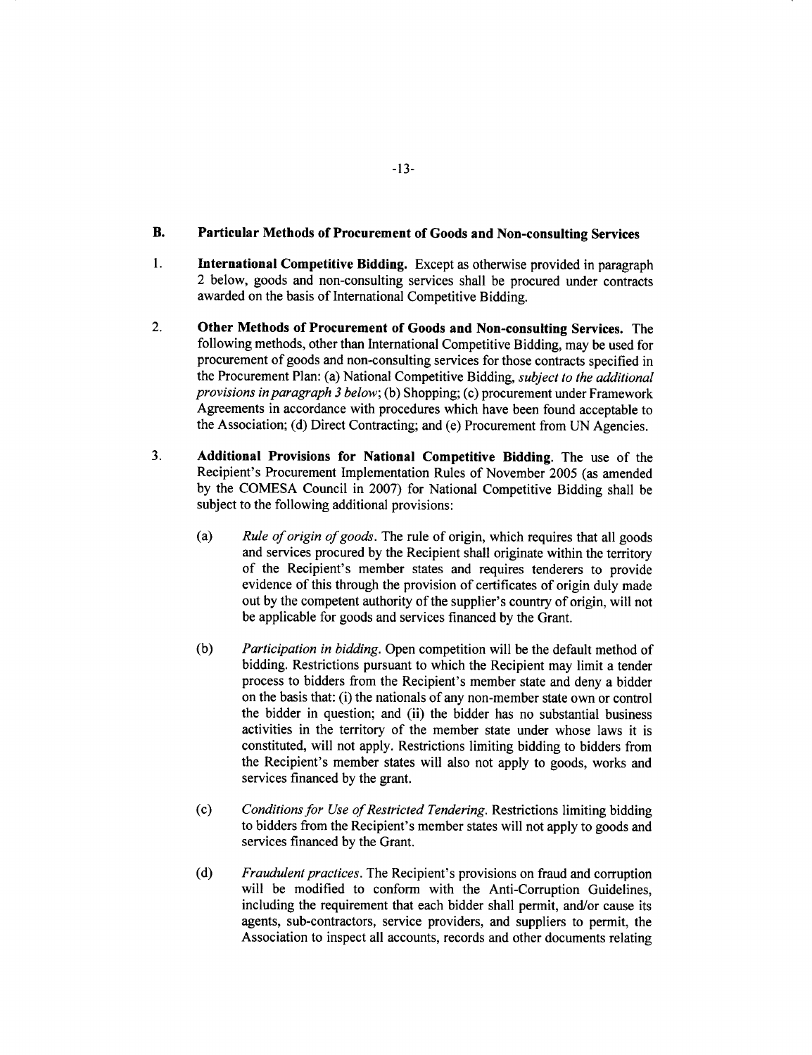## B. Particular Methods of Procurement of Goods and Non-consulting Services

1. **International Competitive Bidding.** Except as otherwise provided in paragraph 2 below, goods and non-consulting services shall be procured under contracts awarded on the basis of International Competitive Bidding.

2. **Other Methods of Procurement of Goods and Non-consulting Services.** The following methods, other than International Competitive Bidding, may be used for procurement of goods and non-consulting services for those contracts specified in the Procurement Plan: (a) National Competitive Bidding, *subject to the additional provisions in paragraph 3 below*; (b) Shopping; (c) procurement under Framework Agreements in accordance with procedures which have been found acceptable to the Association; (d) Direct Contracting; and (e) Procurement from UN Agencies.

3. **Additional Provisions for National Competitive Bidding.** The use of the Recipient's Procurement Implementation Rules of November 2005 (as amended by the COMESA Council in 2007) for National Competitive Bidding shall be subject to the following additional provisions:

   (a) *Rule of origin of goods.* The rule of origin, which requires that all goods and services procured by the Recipient shall originate within the territory of the Recipient's member states and requires tenderers to provide evidence of this through the provision of certificates of origin duly made out by the competent authority of the supplier's country of origin, will not be applicable for goods and services financed by the Grant.

   (b) *Participation in bidding.* Open competition will be the default method of bidding. Restrictions pursuant to which the Recipient may limit a tender process to bidders from the Recipient's member state and deny a bidder on the basis that: (i) the nationals of any non-member state own or control the bidder in question; and (ii) the bidder has no substantial business activities in the territory of the member state under whose laws it is constituted, will not apply. Restrictions limiting bidding to bidders from the Recipient's member states will also not apply to goods, works and services financed by the grant.

   (c) *Conditions for Use of Restricted Tendering.* Restrictions limiting bidding to bidders from the Recipient's member states will not apply to goods and services financed by the Grant.

   (d) *Fraudulent practices.* The Recipient's provisions on fraud and corruption will be modified to conform with the Anti-Corruption Guidelines, including the requirement that each bidder shall permit, and/or cause its agents, sub-contractors, service providers, and suppliers to permit, the Association to inspect all accounts, records and other documents relating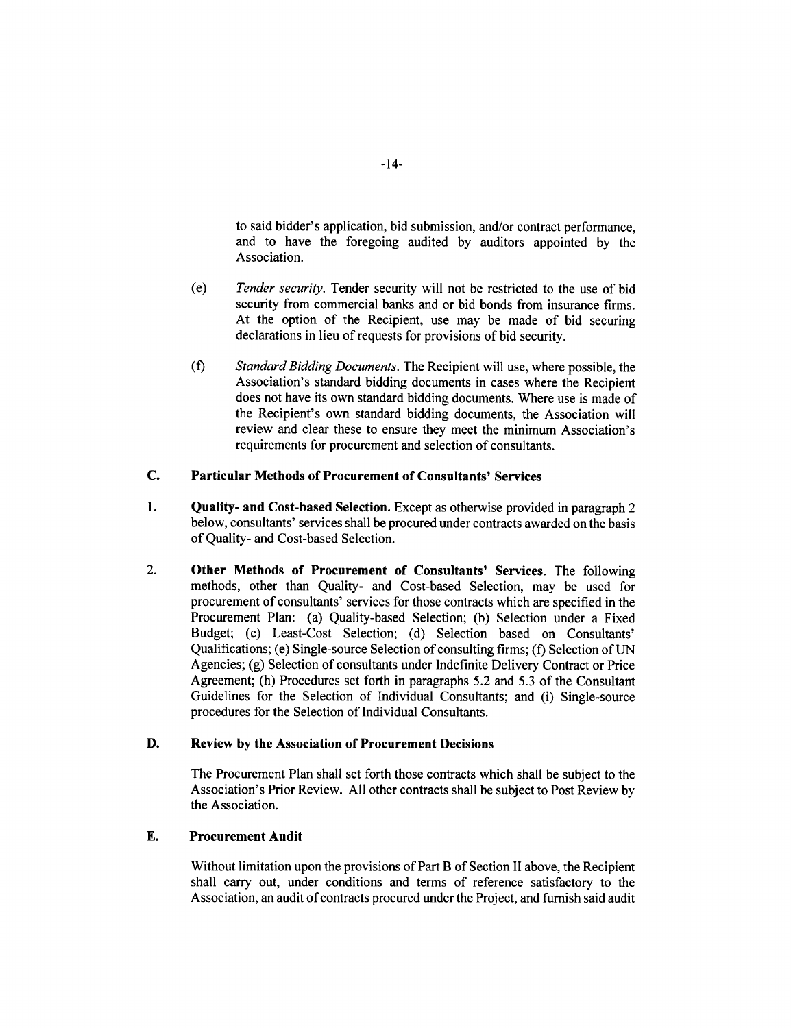to said bidder's application, bid submission, and/or contract performance, and to have the foregoing audited by auditors appointed by the Association.

(e) *Tender security.* Tender security will not be restricted to the use of bid security from commercial banks and or bid bonds from insurance firms. At the option of the Recipient, use may be made of bid securing declarations in lieu of requests for provisions of bid security.

(f) *Standard Bidding Documents.* The Recipient will use, where possible, the Association's standard bidding documents in cases where the Recipient does not have its own standard bidding documents. Where use is made of the Recipient's own standard bidding documents, the Association will review and clear these to ensure they meet the minimum Association's requirements for procurement and selection of consultants.

## C. Particular Methods of Procurement of Consultants' Services

1. **Quality- and Cost-based Selection.** Except as otherwise provided in paragraph 2 below, consultants' services shall be procured under contracts awarded on the basis of Quality- and Cost-based Selection.

2. **Other Methods of Procurement of Consultants' Services.** The following methods, other than Quality- and Cost-based Selection, may be used for procurement of consultants' services for those contracts which are specified in the Procurement Plan: (a) Quality-based Selection; (b) Selection under a Fixed Budget; (c) Least-Cost Selection; (d) Selection based on Consultants' Qualifications; (e) Single-source Selection of consulting firms; (f) Selection of UN Agencies; (g) Selection of consultants under Indefinite Delivery Contract or Price Agreement; (h) Procedures set forth in paragraphs 5.2 and 5.3 of the Consultant Guidelines for the Selection of Individual Consultants; and (i) Single-source procedures for the Selection of Individual Consultants.

## D. Review by the Association of Procurement Decisions

The Procurement Plan shall set forth those contracts which shall be subject to the Association's Prior Review. All other contracts shall be subject to Post Review by the Association.

## E. Procurement Audit

Without limitation upon the provisions of Part B of Section II above, the Recipient shall carry out, under conditions and terms of reference satisfactory to the Association, an audit of contracts procured under the Project, and furnish said audit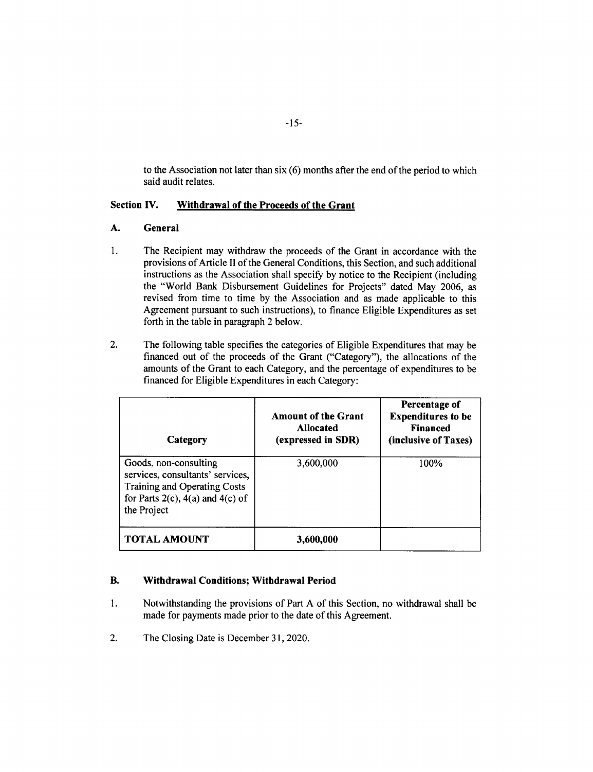to the Association not later than six (6) months after the end of the period to which said audit relates.

### Section IV. Withdrawal of the Proceeds of the Grant

#### A. General

1. The Recipient may withdraw the proceeds of the Grant in accordance with the provisions of Article II of the General Conditions, this Section, and such additional instructions as the Association shall specify by notice to the Recipient (including the "World Bank Disbursement Guidelines for Projects" dated May 2006, as revised from time to time by the Association and as made applicable to this Agreement pursuant to such instructions), to finance Eligible Expenditures as set forth in the table in paragraph 2 below.

2. The following table specifies the categories of Eligible Expenditures that may be financed out of the proceeds of the Grant ("Category"), the allocations of the amounts of the Grant to each Category, and the percentage of expenditures to be financed for Eligible Expenditures in each Category:

| Category | Amount of the Grant Allocated (expressed in SDR) | Percentage of Expenditures to be Financed (inclusive of Taxes) |
|---|---|---|
| Goods, non-consulting services, consultants' services, Training and Operating Costs for Parts 2(c), 4(a) and 4(c) of the Project | 3,600,000 | 100% |
| **TOTAL AMOUNT** | **3,600,000** | |

#### B. Withdrawal Conditions; Withdrawal Period

1. Notwithstanding the provisions of Part A of this Section, no withdrawal shall be made for payments made prior to the date of this Agreement.

2. The Closing Date is December 31, 2020.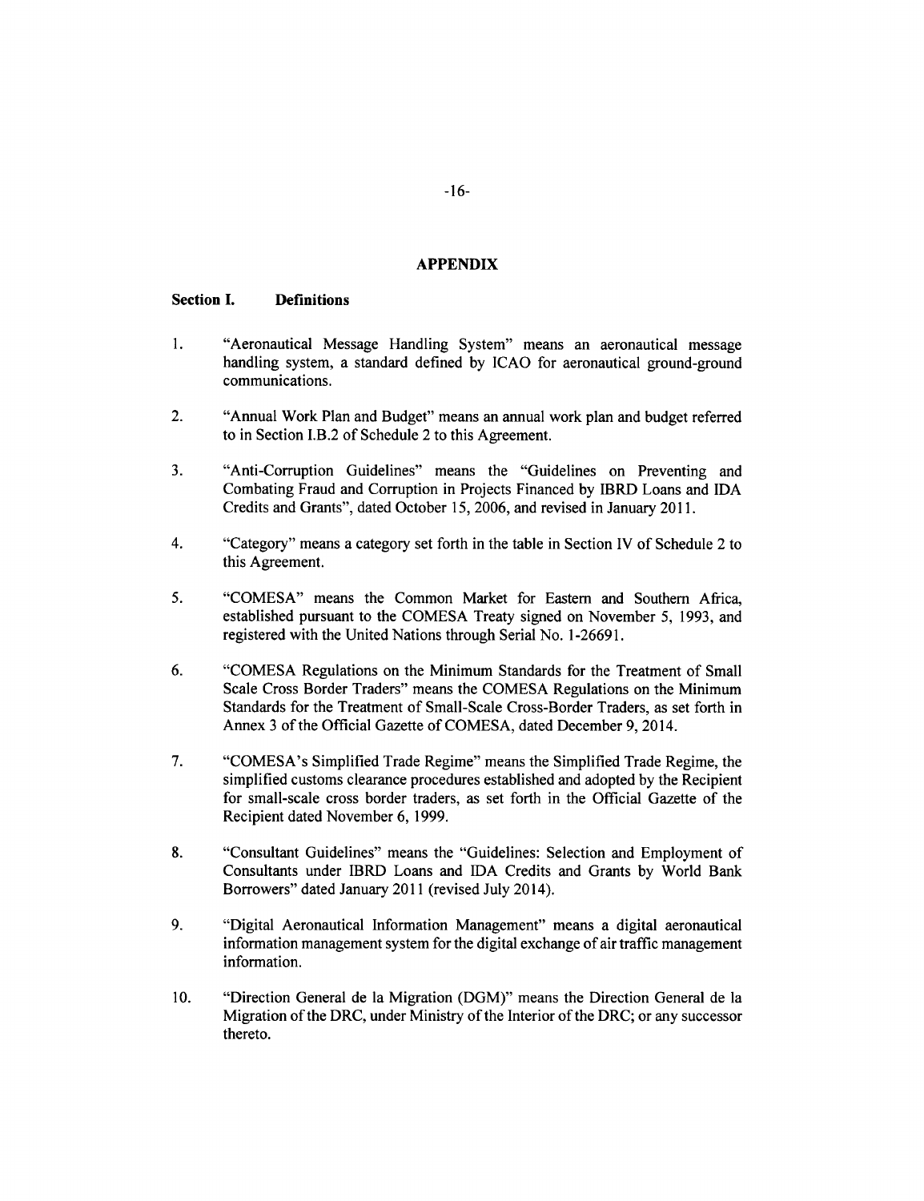## APPENDIX

### Section I. Definitions

1. "Aeronautical Message Handling System" means an aeronautical message handling system, a standard defined by ICAO for aeronautical ground-ground communications.

2. "Annual Work Plan and Budget" means an annual work plan and budget referred to in Section I.B.2 of Schedule 2 to this Agreement.

3. "Anti-Corruption Guidelines" means the "Guidelines on Preventing and Combating Fraud and Corruption in Projects Financed by IBRD Loans and IDA Credits and Grants", dated October 15, 2006, and revised in January 2011.

4. "Category" means a category set forth in the table in Section IV of Schedule 2 to this Agreement.

5. "COMESA" means the Common Market for Eastern and Southern Africa, established pursuant to the COMESA Treaty signed on November 5, 1993, and registered with the United Nations through Serial No. 1-26691.

6. "COMESA Regulations on the Minimum Standards for the Treatment of Small Scale Cross Border Traders" means the COMESA Regulations on the Minimum Standards for the Treatment of Small-Scale Cross-Border Traders, as set forth in Annex 3 of the Official Gazette of COMESA, dated December 9, 2014.

7. "COMESA's Simplified Trade Regime" means the Simplified Trade Regime, the simplified customs clearance procedures established and adopted by the Recipient for small-scale cross border traders, as set forth in the Official Gazette of the Recipient dated November 6, 1999.

8. "Consultant Guidelines" means the "Guidelines: Selection and Employment of Consultants under IBRD Loans and IDA Credits and Grants by World Bank Borrowers" dated January 2011 (revised July 2014).

9. "Digital Aeronautical Information Management" means a digital aeronautical information management system for the digital exchange of air traffic management information.

10. "Direction General de la Migration (DGM)" means the Direction General de la Migration of the DRC, under Ministry of the Interior of the DRC; or any successor thereto.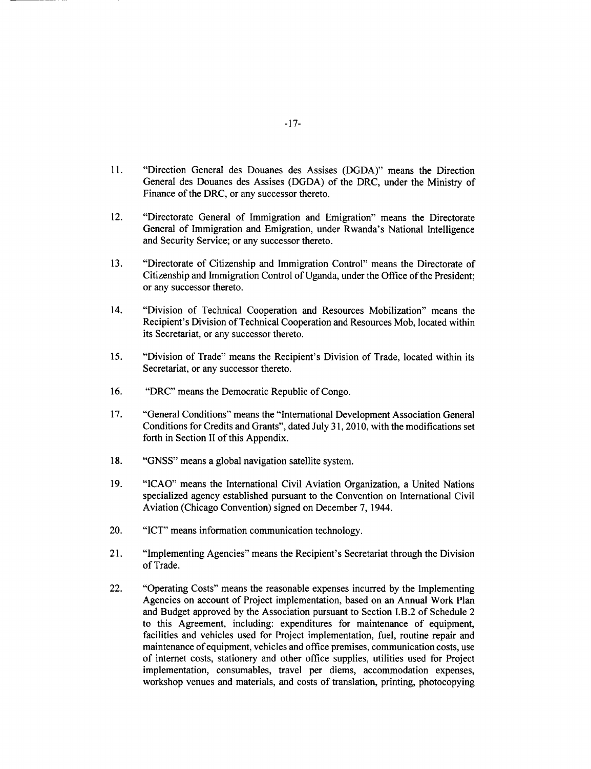11. "Direction General des Douanes des Assises (DGDA)" means the Direction General des Douanes des Assises (DGDA) of the DRC, under the Ministry of Finance of the DRC, or any successor thereto.

12. "Directorate General of Immigration and Emigration" means the Directorate General of Immigration and Emigration, under Rwanda's National Intelligence and Security Service; or any successor thereto.

13. "Directorate of Citizenship and Immigration Control" means the Directorate of Citizenship and Immigration Control of Uganda, under the Office of the President; or any successor thereto.

14. "Division of Technical Cooperation and Resources Mobilization" means the Recipient's Division of Technical Cooperation and Resources Mob, located within its Secretariat, or any successor thereto.

15. "Division of Trade" means the Recipient's Division of Trade, located within its Secretariat, or any successor thereto.

16. "DRC" means the Democratic Republic of Congo.

17. "General Conditions" means the "International Development Association General Conditions for Credits and Grants", dated July 31, 2010, with the modifications set forth in Section II of this Appendix.

18. "GNSS" means a global navigation satellite system.

19. "ICAO" means the International Civil Aviation Organization, a United Nations specialized agency established pursuant to the Convention on International Civil Aviation (Chicago Convention) signed on December 7, 1944.

20. "ICT" means information communication technology.

21. "Implementing Agencies" means the Recipient's Secretariat through the Division of Trade.

22. "Operating Costs" means the reasonable expenses incurred by the Implementing Agencies on account of Project implementation, based on an Annual Work Plan and Budget approved by the Association pursuant to Section I.B.2 of Schedule 2 to this Agreement, including: expenditures for maintenance of equipment, facilities and vehicles used for Project implementation, fuel, routine repair and maintenance of equipment, vehicles and office premises, communication costs, use of internet costs, stationery and other office supplies, utilities used for Project implementation, consumables, travel per diems, accommodation expenses, workshop venues and materials, and costs of translation, printing, photocopying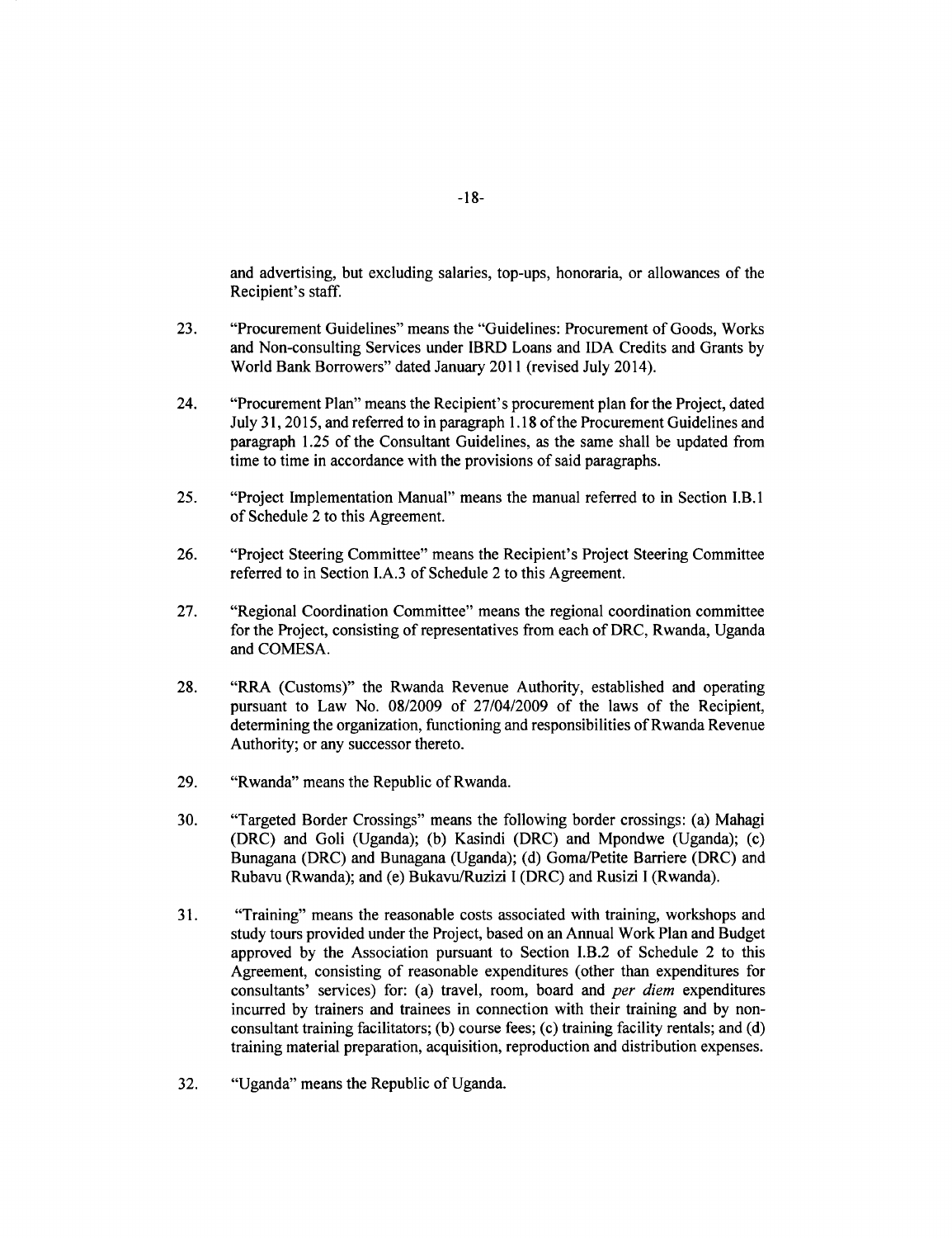and advertising, but excluding salaries, top-ups, honoraria, or allowances of the Recipient's staff.

23. "Procurement Guidelines" means the "Guidelines: Procurement of Goods, Works and Non-consulting Services under IBRD Loans and IDA Credits and Grants by World Bank Borrowers" dated January 2011 (revised July 2014).

24. "Procurement Plan" means the Recipient's procurement plan for the Project, dated July 31, 2015, and referred to in paragraph 1.18 of the Procurement Guidelines and paragraph 1.25 of the Consultant Guidelines, as the same shall be updated from time to time in accordance with the provisions of said paragraphs.

25. "Project Implementation Manual" means the manual referred to in Section I.B.1 of Schedule 2 to this Agreement.

26. "Project Steering Committee" means the Recipient's Project Steering Committee referred to in Section I.A.3 of Schedule 2 to this Agreement.

27. "Regional Coordination Committee" means the regional coordination committee for the Project, consisting of representatives from each of DRC, Rwanda, Uganda and COMESA.

28. "RRA (Customs)" the Rwanda Revenue Authority, established and operating pursuant to Law No. 08/2009 of 27/04/2009 of the laws of the Recipient, determining the organization, functioning and responsibilities of Rwanda Revenue Authority; or any successor thereto.

29. "Rwanda" means the Republic of Rwanda.

30. "Targeted Border Crossings" means the following border crossings: (a) Mahagi (DRC) and Goli (Uganda); (b) Kasindi (DRC) and Mpondwe (Uganda); (c) Bunagana (DRC) and Bunagana (Uganda); (d) Goma/Petite Barriere (DRC) and Rubavu (Rwanda); and (e) Bukavu/Ruzizi I (DRC) and Rusizi I (Rwanda).

31. "Training" means the reasonable costs associated with training, workshops and study tours provided under the Project, based on an Annual Work Plan and Budget approved by the Association pursuant to Section I.B.2 of Schedule 2 to this Agreement, consisting of reasonable expenditures (other than expenditures for consultants' services) for: (a) travel, room, board and *per diem* expenditures incurred by trainers and trainees in connection with their training and by non-consultant training facilitators; (b) course fees; (c) training facility rentals; and (d) training material preparation, acquisition, reproduction and distribution expenses.

32. "Uganda" means the Republic of Uganda.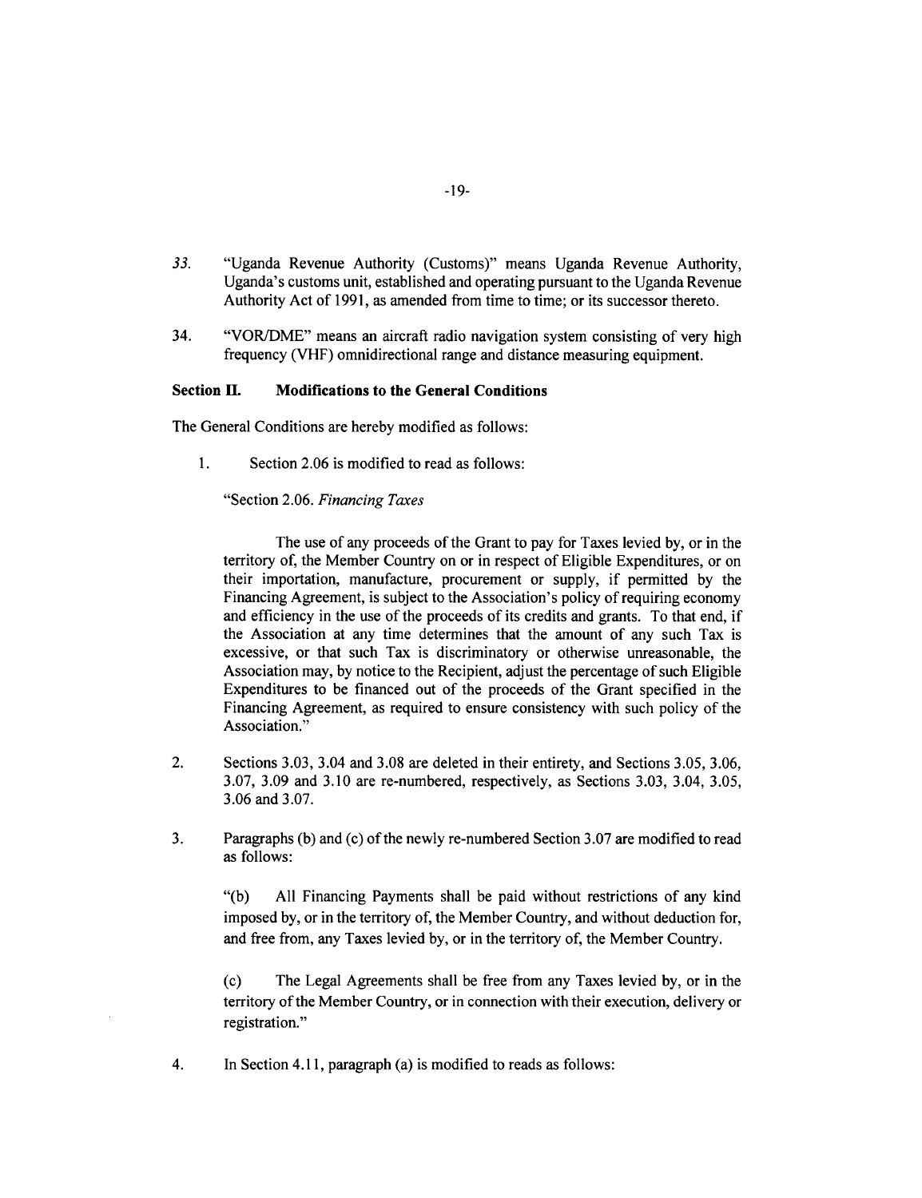33. "Uganda Revenue Authority (Customs)" means Uganda Revenue Authority, Uganda's customs unit, established and operating pursuant to the Uganda Revenue Authority Act of 1991, as amended from time to time; or its successor thereto.

34. "VOR/DME" means an aircraft radio navigation system consisting of very high frequency (VHF) omnidirectional range and distance measuring equipment.

**Section II. Modifications to the General Conditions**

The General Conditions are hereby modified as follows:

1. Section 2.06 is modified to read as follows:

"Section 2.06. *Financing Taxes*

The use of any proceeds of the Grant to pay for Taxes levied by, or in the territory of, the Member Country on or in respect of Eligible Expenditures, or on their importation, manufacture, procurement or supply, if permitted by the Financing Agreement, is subject to the Association's policy of requiring economy and efficiency in the use of the proceeds of its credits and grants. To that end, if the Association at any time determines that the amount of any such Tax is excessive, or that such Tax is discriminatory or otherwise unreasonable, the Association may, by notice to the Recipient, adjust the percentage of such Eligible Expenditures to be financed out of the proceeds of the Grant specified in the Financing Agreement, as required to ensure consistency with such policy of the Association."

2. Sections 3.03, 3.04 and 3.08 are deleted in their entirety, and Sections 3.05, 3.06, 3.07, 3.09 and 3.10 are re-numbered, respectively, as Sections 3.03, 3.04, 3.05, 3.06 and 3.07.

3. Paragraphs (b) and (c) of the newly re-numbered Section 3.07 are modified to read as follows:

"(b) All Financing Payments shall be paid without restrictions of any kind imposed by, or in the territory of, the Member Country, and without deduction for, and free from, any Taxes levied by, or in the territory of, the Member Country.

(c) The Legal Agreements shall be free from any Taxes levied by, or in the territory of the Member Country, or in connection with their execution, delivery or registration."

4. In Section 4.11, paragraph (a) is modified to reads as follows: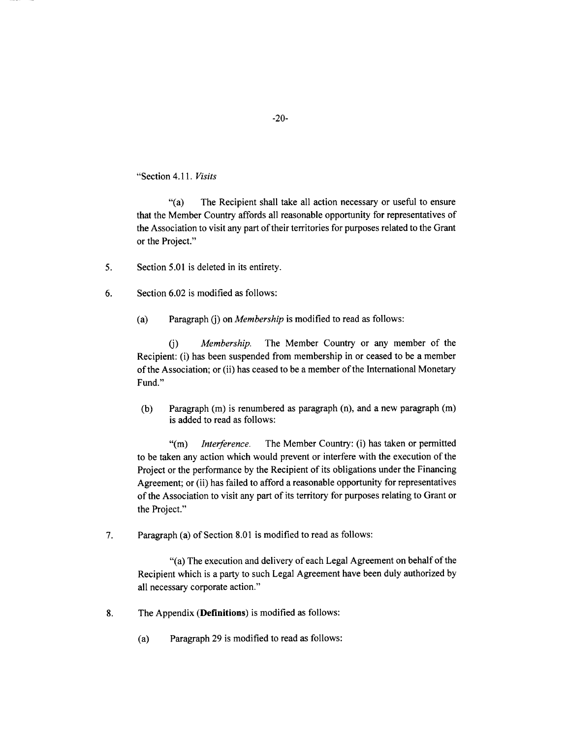"Section 4.11. *Visits*

"(a) The Recipient shall take all action necessary or useful to ensure that the Member Country affords all reasonable opportunity for representatives of the Association to visit any part of their territories for purposes related to the Grant or the Project."

5. Section 5.01 is deleted in its entirety.

6. Section 6.02 is modified as follows:

   (a) Paragraph (j) on *Membership* is modified to read as follows:

   (j) *Membership.* The Member Country or any member of the Recipient: (i) has been suspended from membership in or ceased to be a member of the Association; or (ii) has ceased to be a member of the International Monetary Fund."

   (b) Paragraph (m) is renumbered as paragraph (n), and a new paragraph (m) is added to read as follows:

   "(m) *Interference.* The Member Country: (i) has taken or permitted to be taken any action which would prevent or interfere with the execution of the Project or the performance by the Recipient of its obligations under the Financing Agreement; or (ii) has failed to afford a reasonable opportunity for representatives of the Association to visit any part of its territory for purposes relating to Grant or the Project."

7. Paragraph (a) of Section 8.01 is modified to read as follows:

   "(a) The execution and delivery of each Legal Agreement on behalf of the Recipient which is a party to such Legal Agreement have been duly authorized by all necessary corporate action."

8. The Appendix (**Definitions**) is modified as follows:

   (a) Paragraph 29 is modified to read as follows: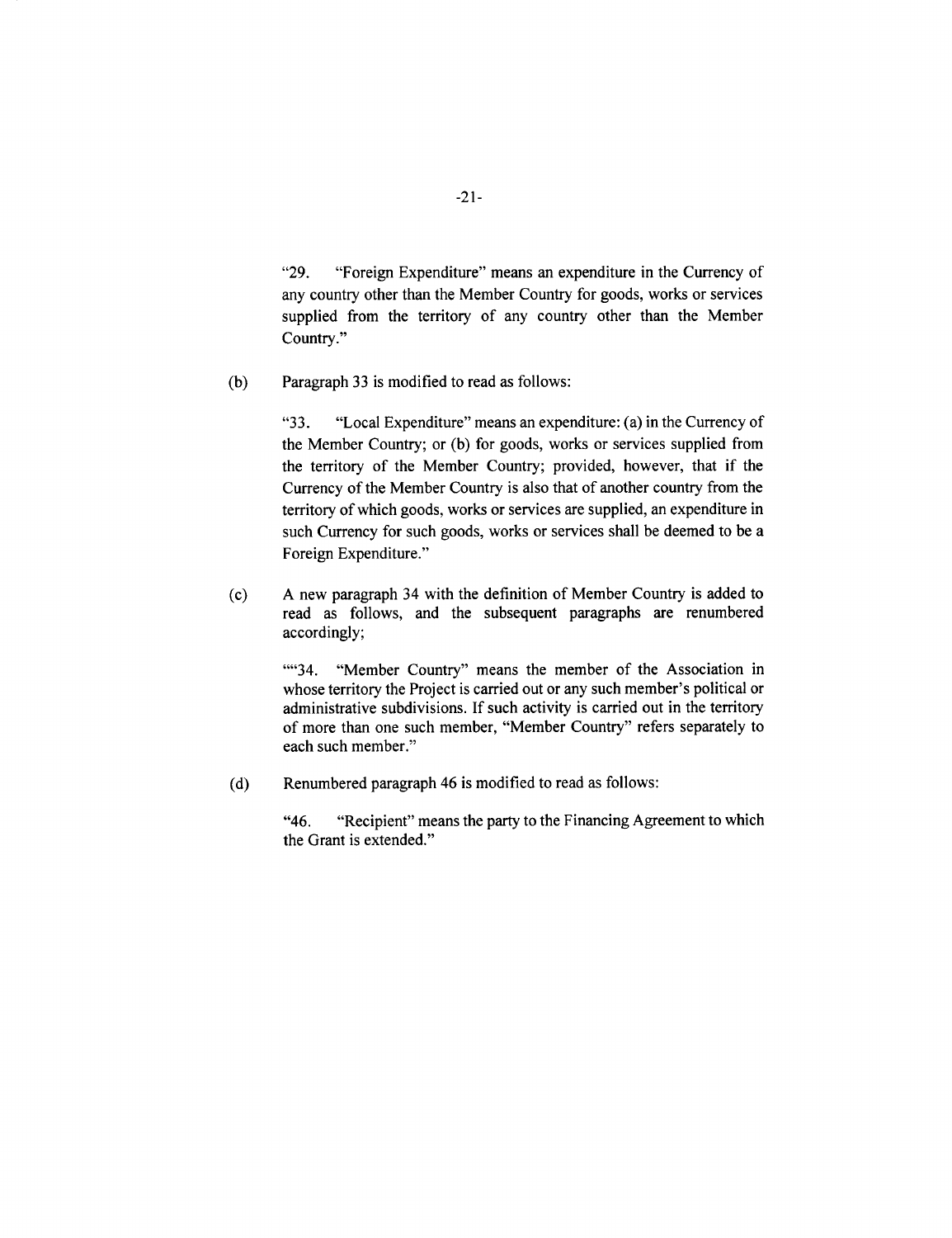"29. "Foreign Expenditure" means an expenditure in the Currency of any country other than the Member Country for goods, works or services supplied from the territory of any country other than the Member Country."

(b) Paragraph 33 is modified to read as follows:

"33. "Local Expenditure" means an expenditure: (a) in the Currency of the Member Country; or (b) for goods, works or services supplied from the territory of the Member Country; provided, however, that if the Currency of the Member Country is also that of another country from the territory of which goods, works or services are supplied, an expenditure in such Currency for such goods, works or services shall be deemed to be a Foreign Expenditure."

(c) A new paragraph 34 with the definition of Member Country is added to read as follows, and the subsequent paragraphs are renumbered accordingly;

""34. "Member Country" means the member of the Association in whose territory the Project is carried out or any such member's political or administrative subdivisions. If such activity is carried out in the territory of more than one such member, "Member Country" refers separately to each such member."

(d) Renumbered paragraph 46 is modified to read as follows:

"46. "Recipient" means the party to the Financing Agreement to which the Grant is extended."